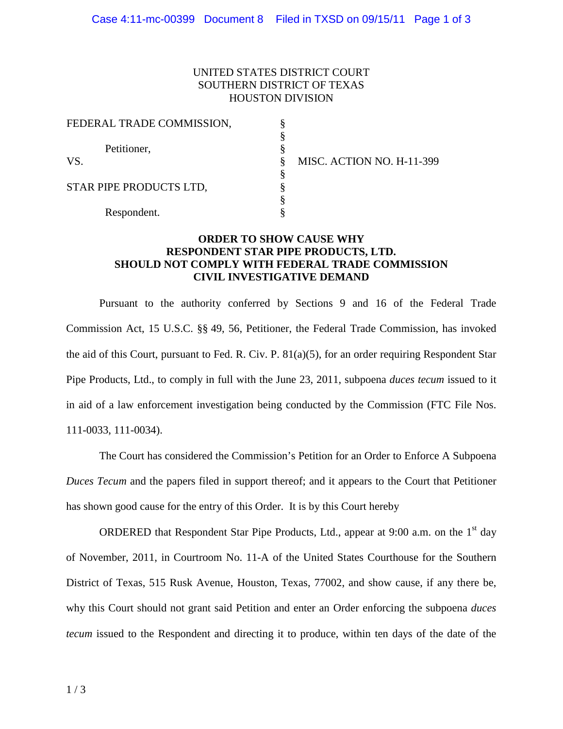UNITED STATES DISTRICT COURT
SOUTHERN DISTRICT OF TEXAS
HOUSTON DIVISION

| | | |
|---|---|---|
| FEDERAL TRADE COMMISSION, | § | |
| | § | |
| Petitioner, | § | |
| VS. | § | MISC. ACTION NO. H-11-399 |
| | § | |
| STAR PIPE PRODUCTS LTD, | § | |
| | § | |
| Respondent. | § | |

**ORDER TO SHOW CAUSE WHY RESPONDENT STAR PIPE PRODUCTS, LTD. SHOULD NOT COMPLY WITH FEDERAL TRADE COMMISSION CIVIL INVESTIGATIVE DEMAND**

Pursuant to the authority conferred by Sections 9 and 16 of the Federal Trade Commission Act, 15 U.S.C. §§ 49, 56, Petitioner, the Federal Trade Commission, has invoked the aid of this Court, pursuant to Fed. R. Civ. P. 81(a)(5), for an order requiring Respondent Star Pipe Products, Ltd., to comply in full with the June 23, 2011, subpoena *duces tecum* issued to it in aid of a law enforcement investigation being conducted by the Commission (FTC File Nos. 111-0033, 111-0034).

The Court has considered the Commission's Petition for an Order to Enforce A Subpoena *Duces Tecum* and the papers filed in support thereof; and it appears to the Court that Petitioner has shown good cause for the entry of this Order. It is by this Court hereby

ORDERED that Respondent Star Pipe Products, Ltd., appear at 9:00 a.m. on the 1st day of November, 2011, in Courtroom No. 11-A of the United States Courthouse for the Southern District of Texas, 515 Rusk Avenue, Houston, Texas, 77002, and show cause, if any there be, why this Court should not grant said Petition and enter an Order enforcing the subpoena *duces tecum* issued to the Respondent and directing it to produce, within ten days of the date of the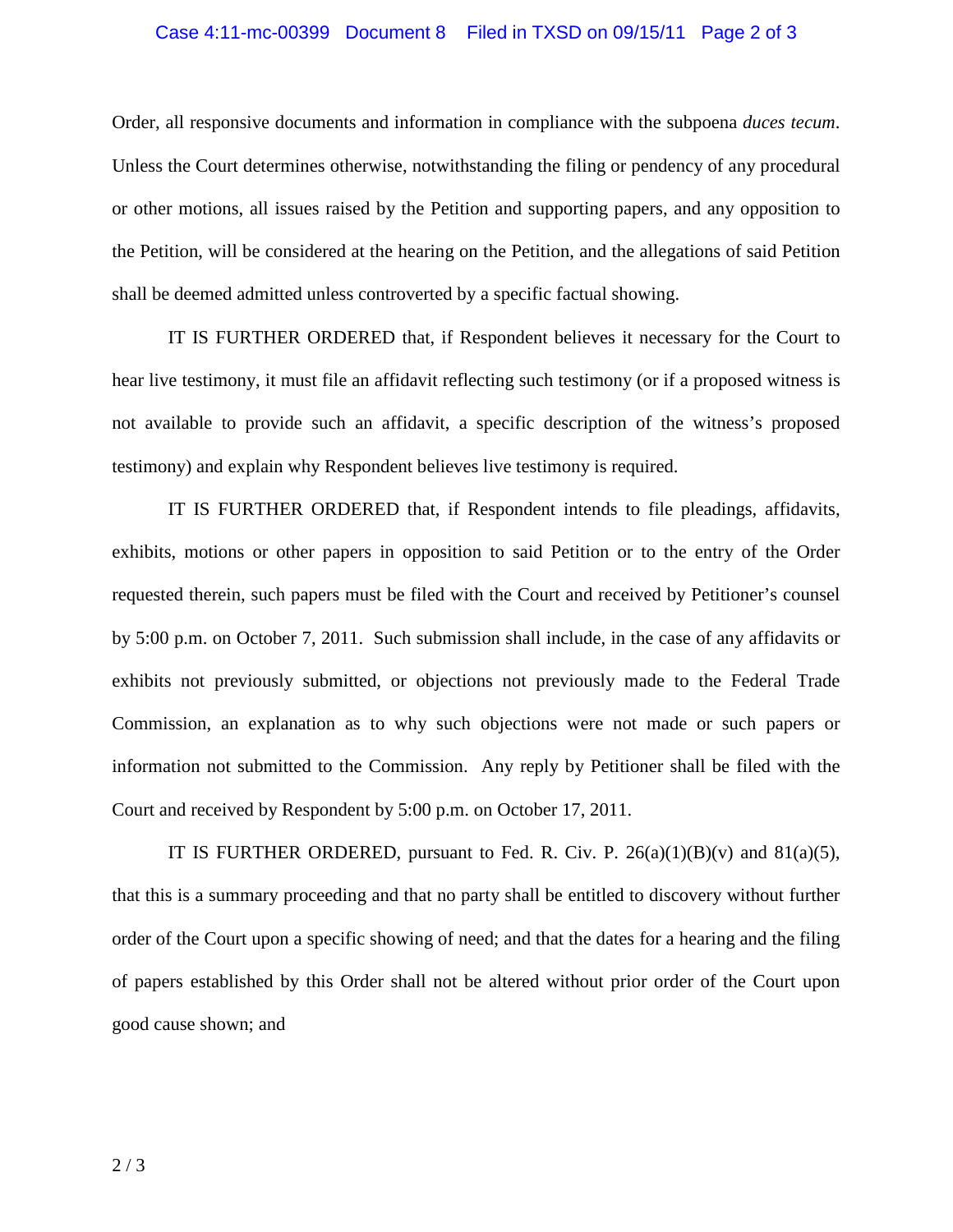Order, all responsive documents and information in compliance with the subpoena *duces tecum*. Unless the Court determines otherwise, notwithstanding the filing or pendency of any procedural or other motions, all issues raised by the Petition and supporting papers, and any opposition to the Petition, will be considered at the hearing on the Petition, and the allegations of said Petition shall be deemed admitted unless controverted by a specific factual showing.

IT IS FURTHER ORDERED that, if Respondent believes it necessary for the Court to hear live testimony, it must file an affidavit reflecting such testimony (or if a proposed witness is not available to provide such an affidavit, a specific description of the witness's proposed testimony) and explain why Respondent believes live testimony is required.

IT IS FURTHER ORDERED that, if Respondent intends to file pleadings, affidavits, exhibits, motions or other papers in opposition to said Petition or to the entry of the Order requested therein, such papers must be filed with the Court and received by Petitioner's counsel by 5:00 p.m. on October 7, 2011. Such submission shall include, in the case of any affidavits or exhibits not previously submitted, or objections not previously made to the Federal Trade Commission, an explanation as to why such objections were not made or such papers or information not submitted to the Commission. Any reply by Petitioner shall be filed with the Court and received by Respondent by 5:00 p.m. on October 17, 2011.

IT IS FURTHER ORDERED, pursuant to Fed. R. Civ. P. 26(a)(1)(B)(v) and 81(a)(5), that this is a summary proceeding and that no party shall be entitled to discovery without further order of the Court upon a specific showing of need; and that the dates for a hearing and the filing of papers established by this Order shall not be altered without prior order of the Court upon good cause shown; and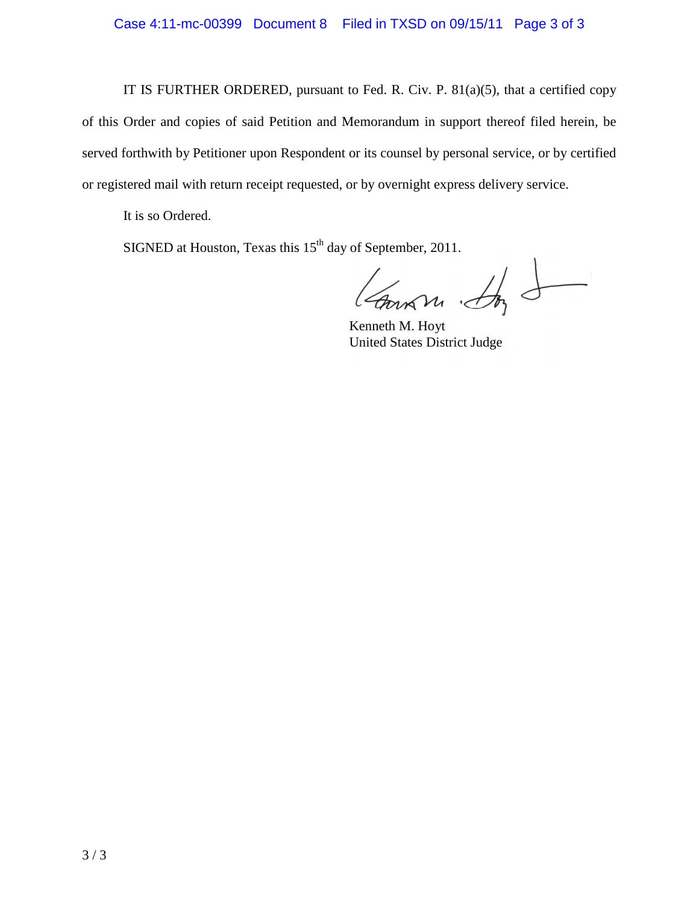IT IS FURTHER ORDERED, pursuant to Fed. R. Civ. P. 81(a)(5), that a certified copy of this Order and copies of said Petition and Memorandum in support thereof filed herein, be served forthwith by Petitioner upon Respondent or its counsel by personal service, or by certified or registered mail with return receipt requested, or by overnight express delivery service.

It is so Ordered.

SIGNED at Houston, Texas this 15th day of September, 2011.

Kenneth M. Hoyt
United States District Judge